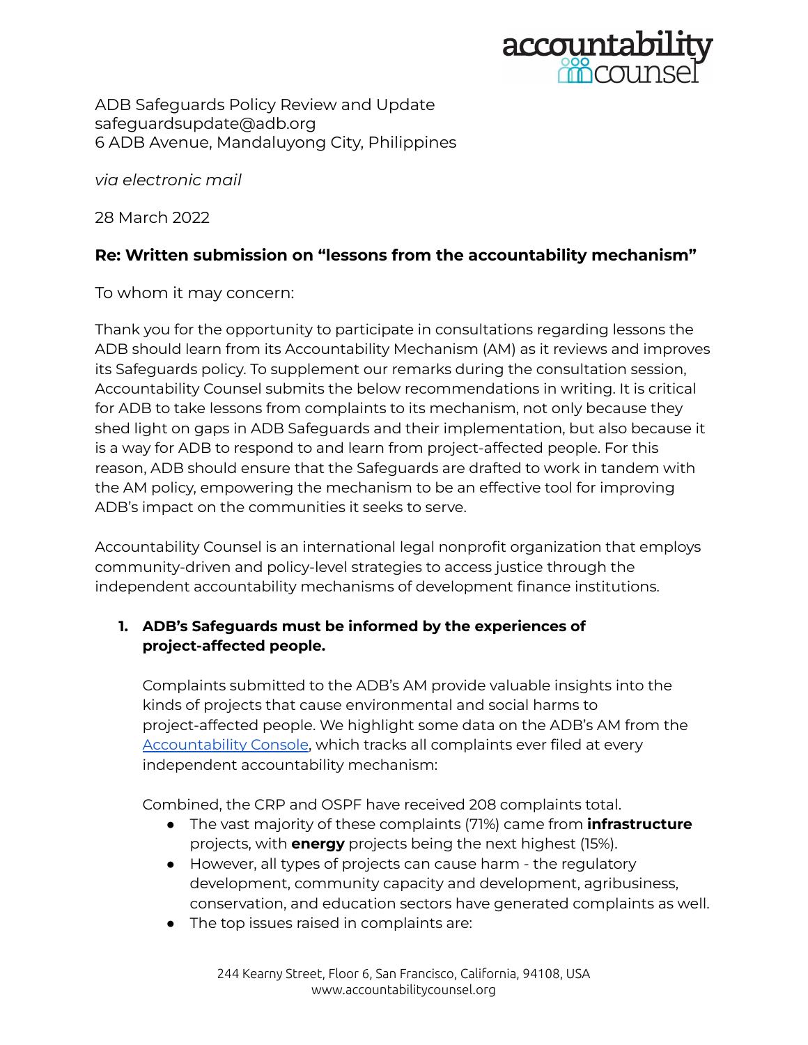ADB Safeguards Policy Review and Update
safeguardsupdate@adb.org
6 ADB Avenue, Mandaluyong City, Philippines

*via electronic mail*

28 March 2022

## Re: Written submission on "lessons from the accountability mechanism"

To whom it may concern:

Thank you for the opportunity to participate in consultations regarding lessons the ADB should learn from its Accountability Mechanism (AM) as it reviews and improves its Safeguards policy. To supplement our remarks during the consultation session, Accountability Counsel submits the below recommendations in writing. It is critical for ADB to take lessons from complaints to its mechanism, not only because they shed light on gaps in ADB Safeguards and their implementation, but also because it is a way for ADB to respond to and learn from project-affected people. For this reason, ADB should ensure that the Safeguards are drafted to work in tandem with the AM policy, empowering the mechanism to be an effective tool for improving ADB's impact on the communities it seeks to serve.

Accountability Counsel is an international legal nonprofit organization that employs community-driven and policy-level strategies to access justice through the independent accountability mechanisms of development finance institutions.

### 1. ADB's Safeguards must be informed by the experiences of project-affected people.

Complaints submitted to the ADB's AM provide valuable insights into the kinds of projects that cause environmental and social harms to project-affected people. We highlight some data on the ADB's AM from the [Accountability Console](), which tracks all complaints ever filed at every independent accountability mechanism:

Combined, the CRP and OSPF have received 208 complaints total.

- The vast majority of these complaints (71%) came from **infrastructure** projects, with **energy** projects being the next highest (15%).
- However, all types of projects can cause harm - the regulatory development, community capacity and development, agribusiness, conservation, and education sectors have generated complaints as well.
- The top issues raised in complaints are: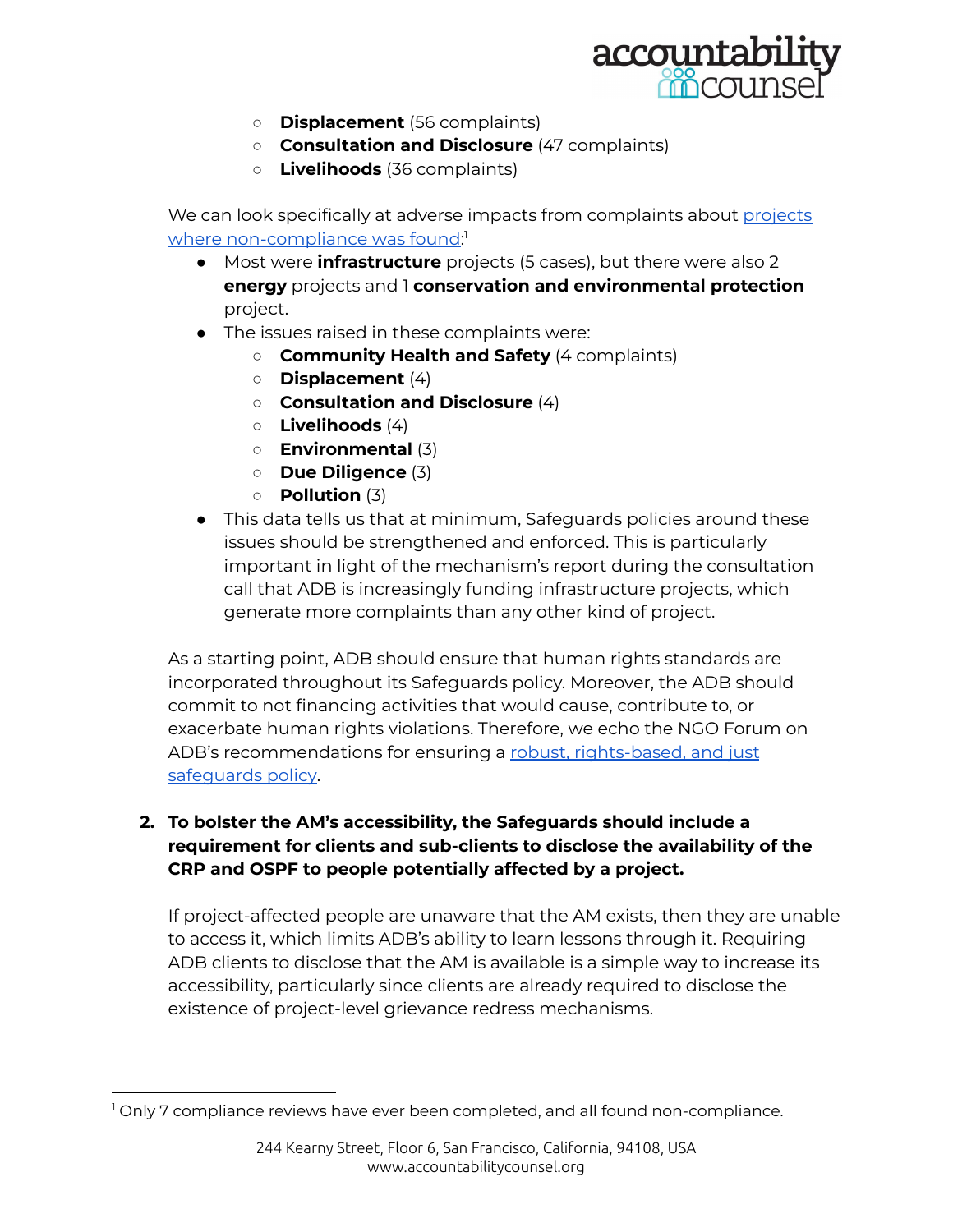- **Displacement** (56 complaints)
  - **Consultation and Disclosure** (47 complaints)
  - **Livelihoods** (36 complaints)

We can look specifically at adverse impacts from complaints about projects where non-compliance was found:[1]

- Most were **infrastructure** projects (5 cases), but there were also 2 **energy** projects and 1 **conservation and environmental protection** project.
- The issues raised in these complaints were:
  - **Community Health and Safety** (4 complaints)
  - **Displacement** (4)
  - **Consultation and Disclosure** (4)
  - **Livelihoods** (4)
  - **Environmental** (3)
  - **Due Diligence** (3)
  - **Pollution** (3)
- This data tells us that at minimum, Safeguards policies around these issues should be strengthened and enforced. This is particularly important in light of the mechanism's report during the consultation call that ADB is increasingly funding infrastructure projects, which generate more complaints than any other kind of project.

As a starting point, ADB should ensure that human rights standards are incorporated throughout its Safeguards policy. Moreover, the ADB should commit to not financing activities that would cause, contribute to, or exacerbate human rights violations. Therefore, we echo the NGO Forum on ADB's recommendations for ensuring a robust, rights-based, and just safeguards policy.

2. **To bolster the AM's accessibility, the Safeguards should include a requirement for clients and sub-clients to disclose the availability of the CRP and OSPF to people potentially affected by a project.**

If project-affected people are unaware that the AM exists, then they are unable to access it, which limits ADB's ability to learn lessons through it. Requiring ADB clients to disclose that the AM is available is a simple way to increase its accessibility, particularly since clients are already required to disclose the existence of project-level grievance redress mechanisms.

[1] Only 7 compliance reviews have ever been completed, and all found non-compliance.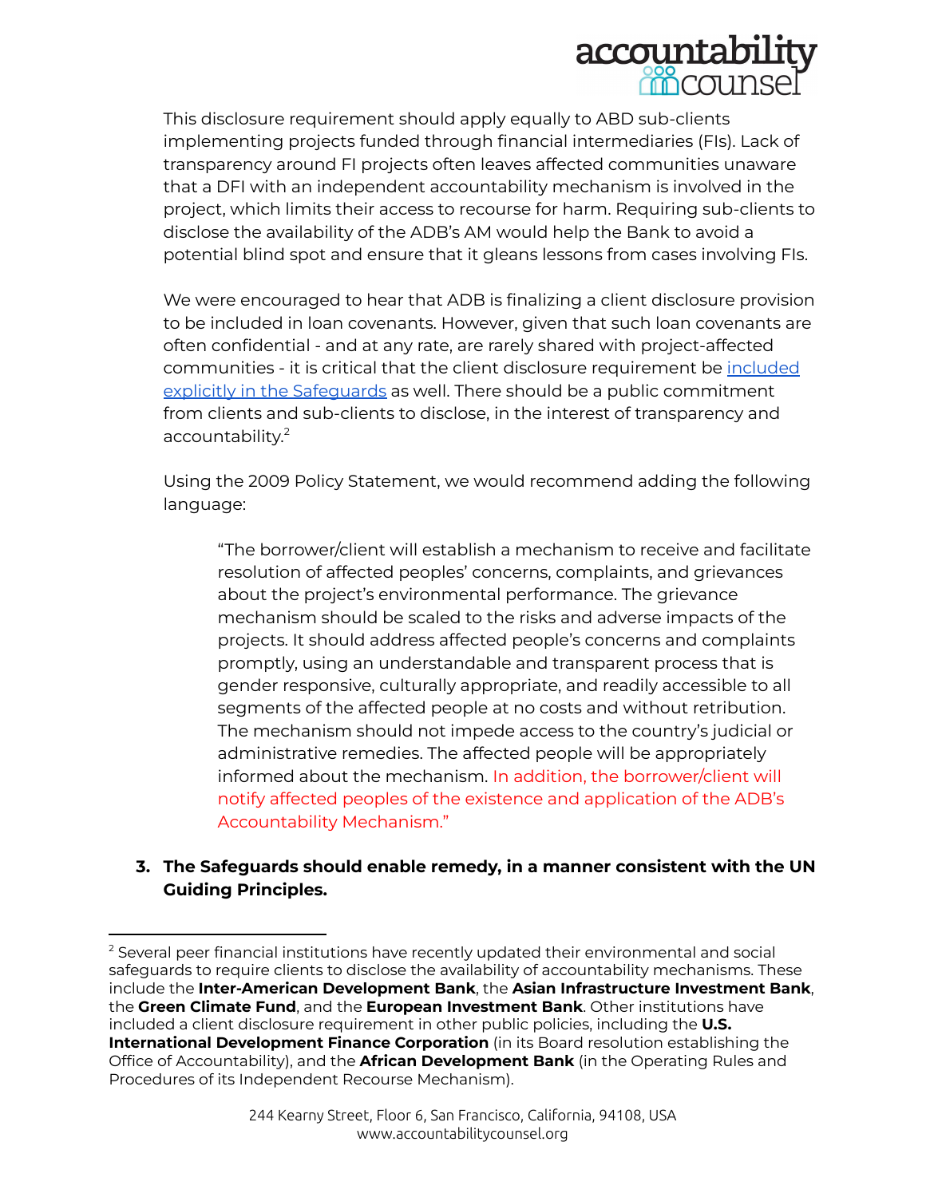This disclosure requirement should apply equally to ABD sub-clients implementing projects funded through financial intermediaries (FIs). Lack of transparency around FI projects often leaves affected communities unaware that a DFI with an independent accountability mechanism is involved in the project, which limits their access to recourse for harm. Requiring sub-clients to disclose the availability of the ADB's AM would help the Bank to avoid a potential blind spot and ensure that it gleans lessons from cases involving FIs.

We were encouraged to hear that ADB is finalizing a client disclosure provision to be included in loan covenants. However, given that such loan covenants are often confidential - and at any rate, are rarely shared with project-affected communities - it is critical that the client disclosure requirement be included explicitly in the Safeguards as well. There should be a public commitment from clients and sub-clients to disclose, in the interest of transparency and accountability.[2]

Using the 2009 Policy Statement, we would recommend adding the following language:

> "The borrower/client will establish a mechanism to receive and facilitate resolution of affected peoples' concerns, complaints, and grievances about the project's environmental performance. The grievance mechanism should be scaled to the risks and adverse impacts of the projects. It should address affected people's concerns and complaints promptly, using an understandable and transparent process that is gender responsive, culturally appropriate, and readily accessible to all segments of the affected people at no costs and without retribution. The mechanism should not impede access to the country's judicial or administrative remedies. The affected people will be appropriately informed about the mechanism. In addition, the borrower/client will notify affected peoples of the existence and application of the ADB's Accountability Mechanism."

3. **The Safeguards should enable remedy, in a manner consistent with the UN Guiding Principles.**

---

[2] Several peer financial institutions have recently updated their environmental and social safeguards to require clients to disclose the availability of accountability mechanisms. These include the **Inter-American Development Bank**, the **Asian Infrastructure Investment Bank**, the **Green Climate Fund**, and the **European Investment Bank**. Other institutions have included a client disclosure requirement in other public policies, including the **U.S. International Development Finance Corporation** (in its Board resolution establishing the Office of Accountability), and the **African Development Bank** (in the Operating Rules and Procedures of its Independent Recourse Mechanism).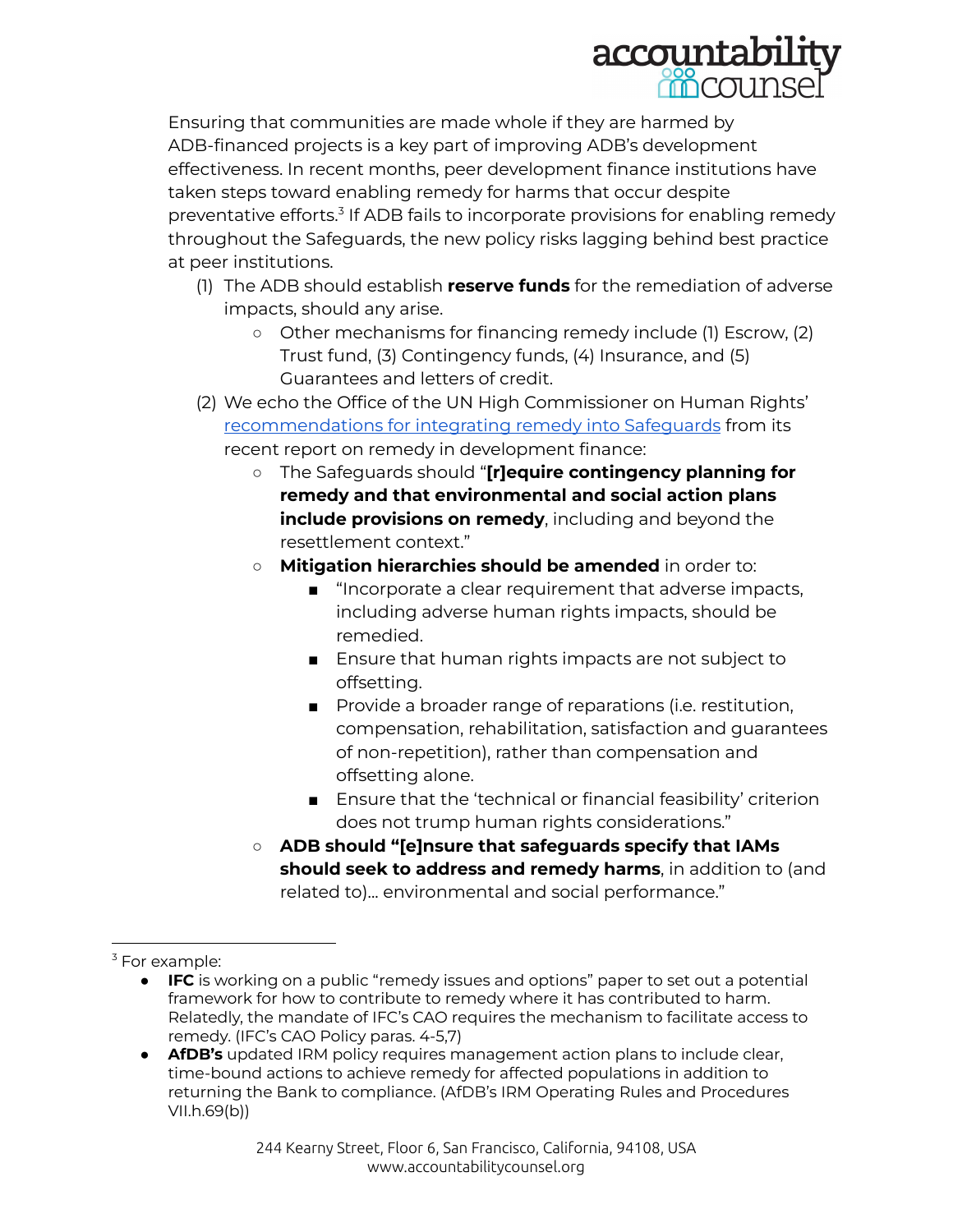Ensuring that communities are made whole if they are harmed by ADB-financed projects is a key part of improving ADB's development effectiveness. In recent months, peer development finance institutions have taken steps toward enabling remedy for harms that occur despite preventative efforts.[3] If ADB fails to incorporate provisions for enabling remedy throughout the Safeguards, the new policy risks lagging behind best practice at peer institutions.

(1) The ADB should establish **reserve funds** for the remediation of adverse impacts, should any arise.
   - Other mechanisms for financing remedy include (1) Escrow, (2) Trust fund, (3) Contingency funds, (4) Insurance, and (5) Guarantees and letters of credit.

(2) We echo the Office of the UN High Commissioner on Human Rights' [recommendations for integrating remedy into Safeguards](#) from its recent report on remedy in development finance:
   - The Safeguards should "**[r]equire contingency planning for remedy and that environmental and social action plans include provisions on remedy**, including and beyond the resettlement context."
   - **Mitigation hierarchies should be amended** in order to:
     - "Incorporate a clear requirement that adverse impacts, including adverse human rights impacts, should be remedied.
     - Ensure that human rights impacts are not subject to offsetting.
     - Provide a broader range of reparations (i.e. restitution, compensation, rehabilitation, satisfaction and guarantees of non-repetition), rather than compensation and offsetting alone.
     - Ensure that the 'technical or financial feasibility' criterion does not trump human rights considerations."
   - **ADB should "[e]nsure that safeguards specify that IAMs should seek to address and remedy harms**, in addition to (and related to)... environmental and social performance."

---

[3] For example:

- **IFC** is working on a public "remedy issues and options" paper to set out a potential framework for how to contribute to remedy where it has contributed to harm. Relatedly, the mandate of IFC's CAO requires the mechanism to facilitate access to remedy. (IFC's CAO Policy paras. 4-5,7)
- **AfDB's** updated IRM policy requires management action plans to include clear, time-bound actions to achieve remedy for affected populations in addition to returning the Bank to compliance. (AfDB's IRM Operating Rules and Procedures VII.h.69(b))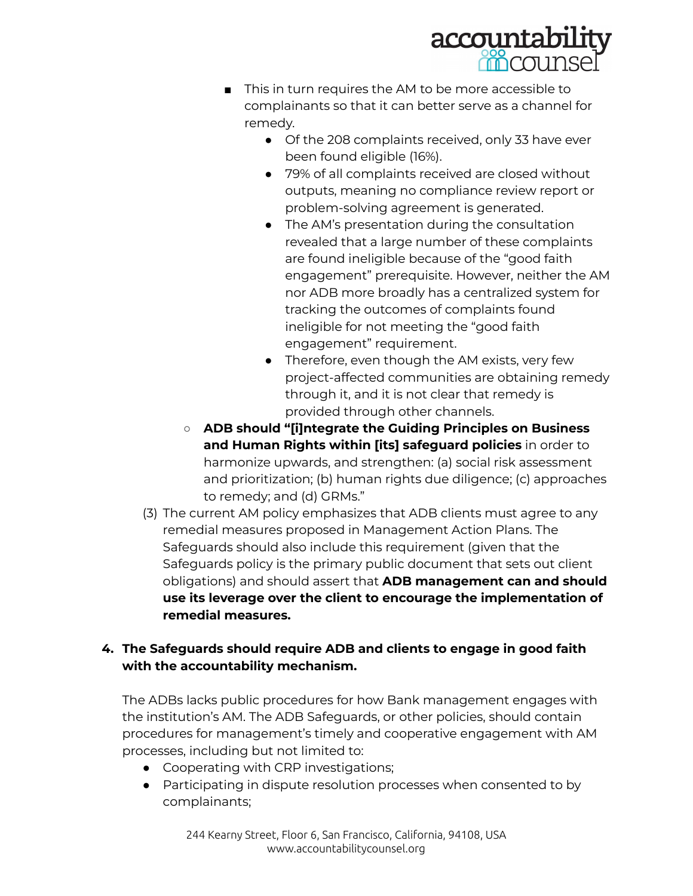- This in turn requires the AM to be more accessible to complainants so that it can better serve as a channel for remedy.
            - Of the 208 complaints received, only 33 have ever been found eligible (16%).
            - 79% of all complaints received are closed without outputs, meaning no compliance review report or problem-solving agreement is generated.
            - The AM's presentation during the consultation revealed that a large number of these complaints are found ineligible because of the "good faith engagement" prerequisite. However, neither the AM nor ADB more broadly has a centralized system for tracking the outcomes of complaints found ineligible for not meeting the "good faith engagement" requirement.
            - Therefore, even though the AM exists, very few project-affected communities are obtaining remedy through it, and it is not clear that remedy is provided through other channels.
    - **ADB should "[i]ntegrate the Guiding Principles on Business and Human Rights within [its] safeguard policies** in order to harmonize upwards, and strengthen: (a) social risk assessment and prioritization; (b) human rights due diligence; (c) approaches to remedy; and (d) GRMs."

(3) The current AM policy emphasizes that ADB clients must agree to any remedial measures proposed in Management Action Plans. The Safeguards should also include this requirement (given that the Safeguards policy is the primary public document that sets out client obligations) and should assert that **ADB management can and should use its leverage over the client to encourage the implementation of remedial measures.**

**4. The Safeguards should require ADB and clients to engage in good faith with the accountability mechanism.**

The ADBs lacks public procedures for how Bank management engages with the institution's AM. The ADB Safeguards, or other policies, should contain procedures for management's timely and cooperative engagement with AM processes, including but not limited to:

- Cooperating with CRP investigations;
- Participating in dispute resolution processes when consented to by complainants;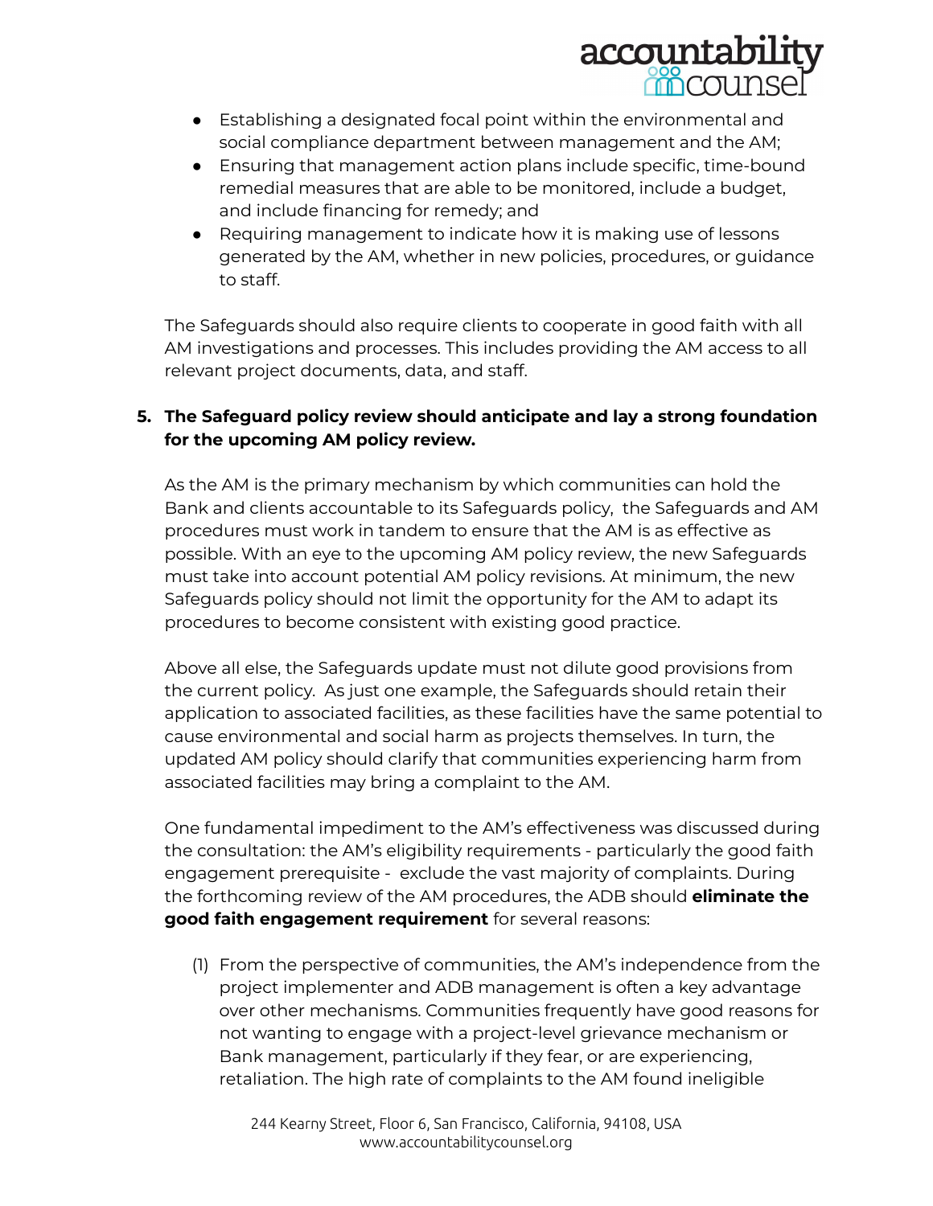- Establishing a designated focal point within the environmental and social compliance department between management and the AM;
- Ensuring that management action plans include specific, time-bound remedial measures that are able to be monitored, include a budget, and include financing for remedy; and
- Requiring management to indicate how it is making use of lessons generated by the AM, whether in new policies, procedures, or guidance to staff.

The Safeguards should also require clients to cooperate in good faith with all AM investigations and processes. This includes providing the AM access to all relevant project documents, data, and staff.

5. **The Safeguard policy review should anticipate and lay a strong foundation for the upcoming AM policy review.**

As the AM is the primary mechanism by which communities can hold the Bank and clients accountable to its Safeguards policy, the Safeguards and AM procedures must work in tandem to ensure that the AM is as effective as possible. With an eye to the upcoming AM policy review, the new Safeguards must take into account potential AM policy revisions. At minimum, the new Safeguards policy should not limit the opportunity for the AM to adapt its procedures to become consistent with existing good practice.

Above all else, the Safeguards update must not dilute good provisions from the current policy. As just one example, the Safeguards should retain their application to associated facilities, as these facilities have the same potential to cause environmental and social harm as projects themselves. In turn, the updated AM policy should clarify that communities experiencing harm from associated facilities may bring a complaint to the AM.

One fundamental impediment to the AM's effectiveness was discussed during the consultation: the AM's eligibility requirements - particularly the good faith engagement prerequisite - exclude the vast majority of complaints. During the forthcoming review of the AM procedures, the ADB should **eliminate the good faith engagement requirement** for several reasons:

(1) From the perspective of communities, the AM's independence from the project implementer and ADB management is often a key advantage over other mechanisms. Communities frequently have good reasons for not wanting to engage with a project-level grievance mechanism or Bank management, particularly if they fear, or are experiencing, retaliation. The high rate of complaints to the AM found ineligible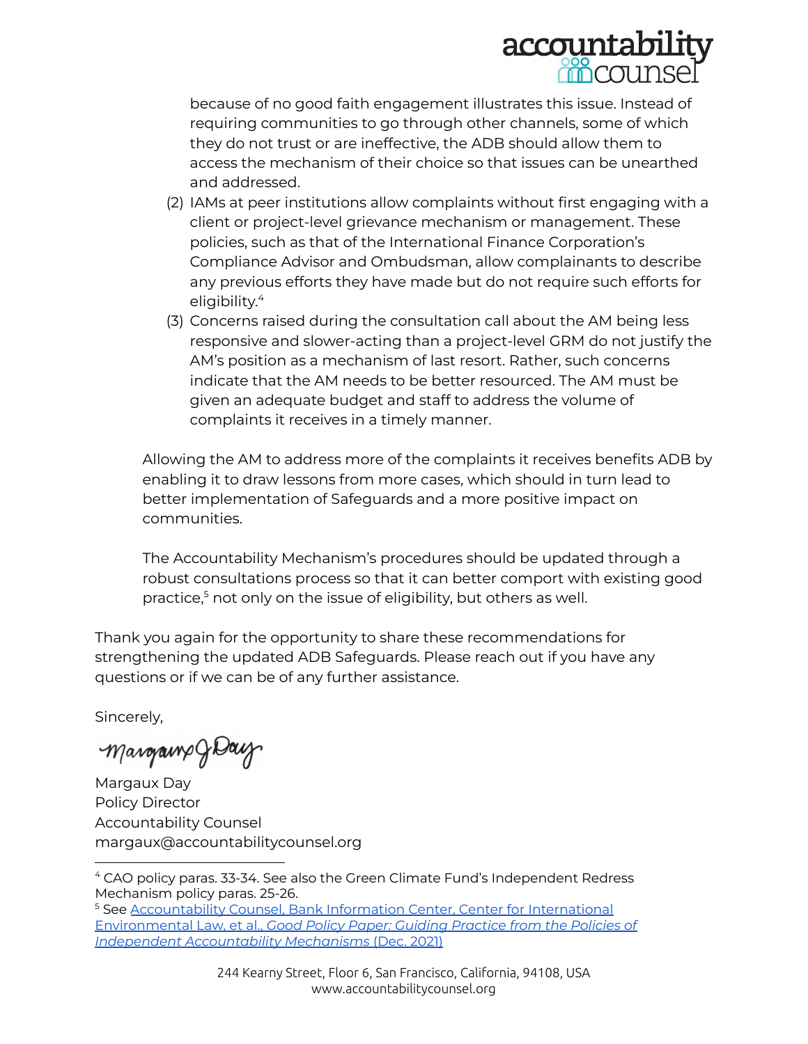because of no good faith engagement illustrates this issue. Instead of requiring communities to go through other channels, some of which they do not trust or are ineffective, the ADB should allow them to access the mechanism of their choice so that issues can be unearthed and addressed.

(2) IAMs at peer institutions allow complaints without first engaging with a client or project-level grievance mechanism or management. These policies, such as that of the International Finance Corporation's Compliance Advisor and Ombudsman, allow complainants to describe any previous efforts they have made but do not require such efforts for eligibility.[4]

(3) Concerns raised during the consultation call about the AM being less responsive and slower-acting than a project-level GRM do not justify the AM's position as a mechanism of last resort. Rather, such concerns indicate that the AM needs to be better resourced. The AM must be given an adequate budget and staff to address the volume of complaints it receives in a timely manner.

Allowing the AM to address more of the complaints it receives benefits ADB by enabling it to draw lessons from more cases, which should in turn lead to better implementation of Safeguards and a more positive impact on communities.

The Accountability Mechanism's procedures should be updated through a robust consultations process so that it can better comport with existing good practice,[5] not only on the issue of eligibility, but others as well.

Thank you again for the opportunity to share these recommendations for strengthening the updated ADB Safeguards. Please reach out if you have any questions or if we can be of any further assistance.

Sincerely,

Margaux Day
Policy Director
Accountability Counsel
margaux@accountabilitycounsel.org

---

[4] CAO policy paras. 33-34. See also the Green Climate Fund's Independent Redress Mechanism policy paras. 25-26.

[5] See [Accountability Counsel, Bank Information Center, Center for International Environmental Law, et al., *Good Policy Paper: Guiding Practice from the Policies of Independent Accountability Mechanisms* (Dec. 2021)]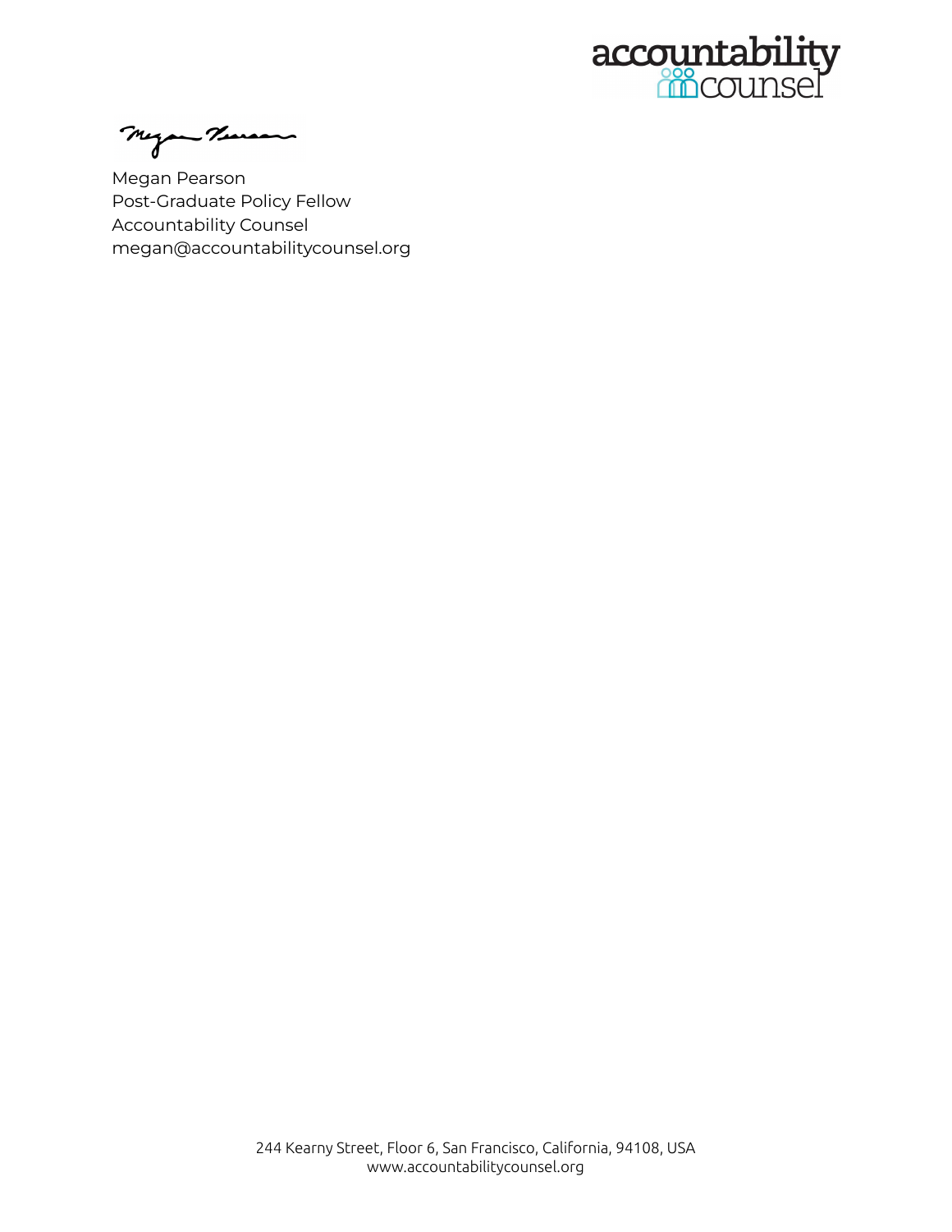Megan Pearson
Post-Graduate Policy Fellow
Accountability Counsel
megan@accountabilitycounsel.org